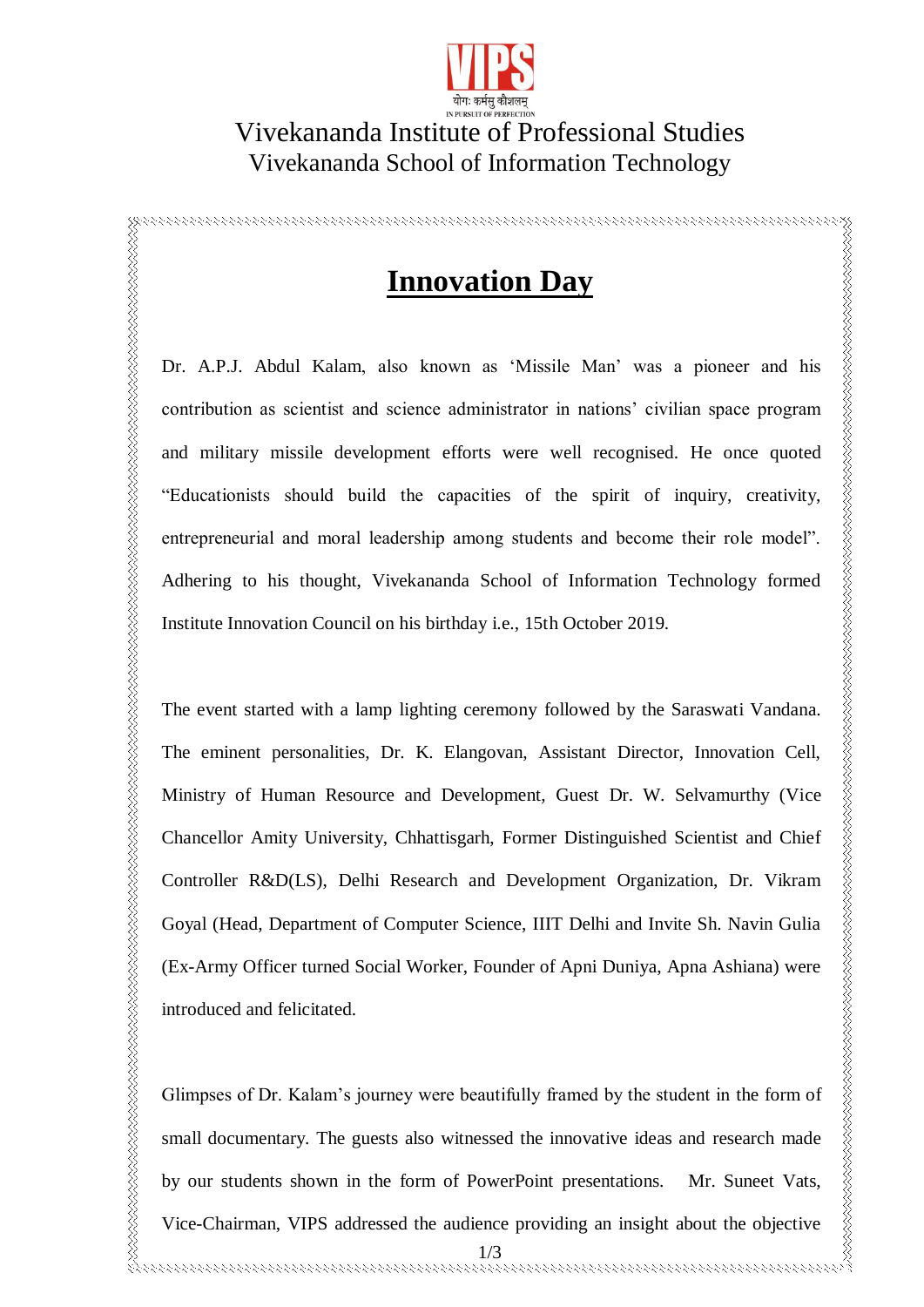Vivekananda Institute of Professional Studies

Vivekananda School of Information Technology

# Innovation Day

Dr. A.P.J. Abdul Kalam, also known as 'Missile Man' was a pioneer and his contribution as scientist and science administrator in nations' civilian space program and military missile development efforts were well recognised. He once quoted "Educationists should build the capacities of the spirit of inquiry, creativity, entrepreneurial and moral leadership among students and become their role model". Adhering to his thought, Vivekananda School of Information Technology formed Institute Innovation Council on his birthday i.e., 15th October 2019.

The event started with a lamp lighting ceremony followed by the Saraswati Vandana. The eminent personalities, Dr. K. Elangovan, Assistant Director, Innovation Cell, Ministry of Human Resource and Development, Guest Dr. W. Selvamurthy (Vice Chancellor Amity University, Chhattisgarh, Former Distinguished Scientist and Chief Controller R&D(LS), Delhi Research and Development Organization, Dr. Vikram Goyal (Head, Department of Computer Science, IIIT Delhi and Invite Sh. Navin Gulia (Ex-Army Officer turned Social Worker, Founder of Apni Duniya, Apna Ashiana) were introduced and felicitated.

Glimpses of Dr. Kalam's journey were beautifully framed by the student in the form of small documentary. The guests also witnessed the innovative ideas and research made by our students shown in the form of PowerPoint presentations. Mr. Suneet Vats, Vice-Chairman, VIPS addressed the audience providing an insight about the objective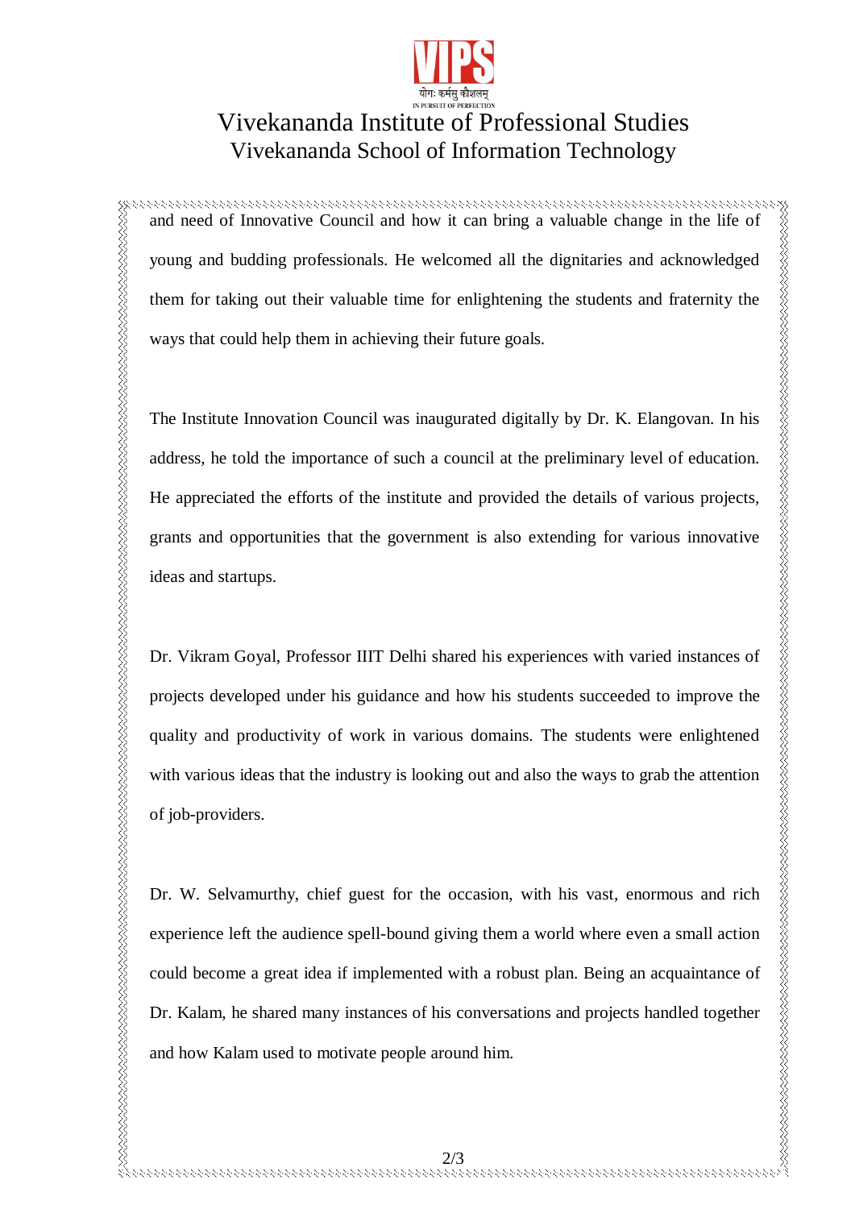and need of Innovative Council and how it can bring a valuable change in the life of young and budding professionals. He welcomed all the dignitaries and acknowledged them for taking out their valuable time for enlightening the students and fraternity the ways that could help them in achieving their future goals.

The Institute Innovation Council was inaugurated digitally by Dr. K. Elangovan. In his address, he told the importance of such a council at the preliminary level of education. He appreciated the efforts of the institute and provided the details of various projects, grants and opportunities that the government is also extending for various innovative ideas and startups.

Dr. Vikram Goyal, Professor IIIT Delhi shared his experiences with varied instances of projects developed under his guidance and how his students succeeded to improve the quality and productivity of work in various domains. The students were enlightened with various ideas that the industry is looking out and also the ways to grab the attention of job-providers.

Dr. W. Selvamurthy, chief guest for the occasion, with his vast, enormous and rich experience left the audience spell-bound giving them a world where even a small action could become a great idea if implemented with a robust plan. Being an acquaintance of Dr. Kalam, he shared many instances of his conversations and projects handled together and how Kalam used to motivate people around him.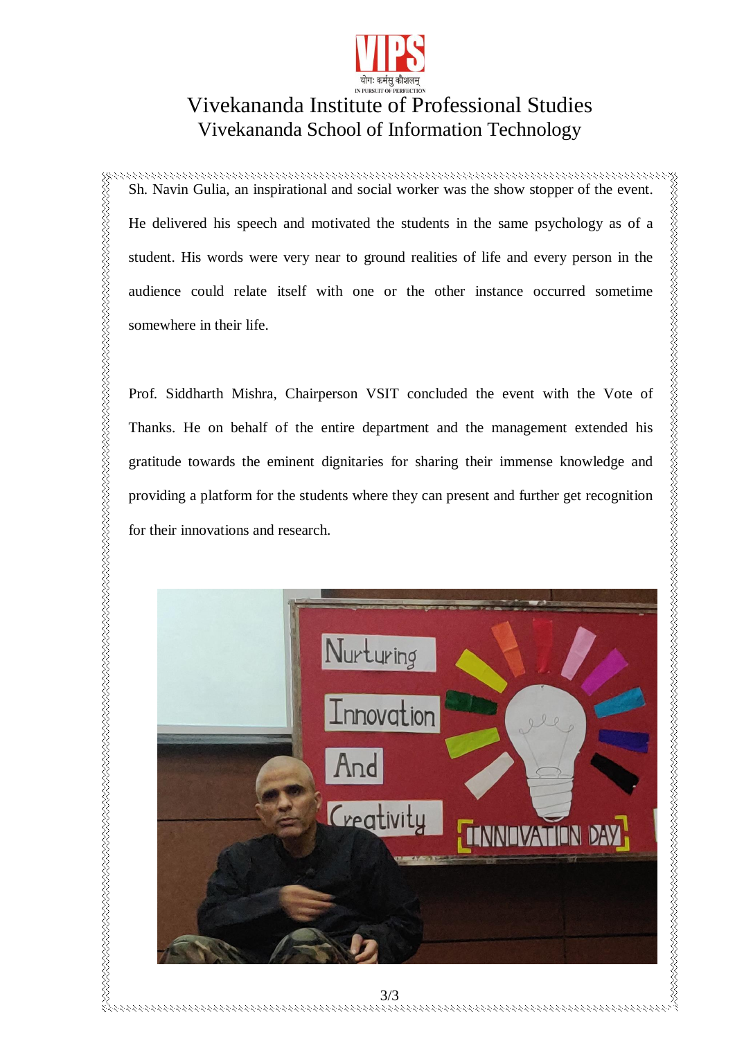Vivekananda Institute of Professional Studies

Vivekananda School of Information Technology

Sh. Navin Gulia, an inspirational and social worker was the show stopper of the event. He delivered his speech and motivated the students in the same psychology as of a student. His words were very near to ground realities of life and every person in the audience could relate itself with one or the other instance occurred sometime somewhere in their life.

Prof. Siddharth Mishra, Chairperson VSIT concluded the event with the Vote of Thanks. He on behalf of the entire department and the management extended his gratitude towards the eminent dignitaries for sharing their immense knowledge and providing a platform for the students where they can present and further get recognition for their innovations and research.